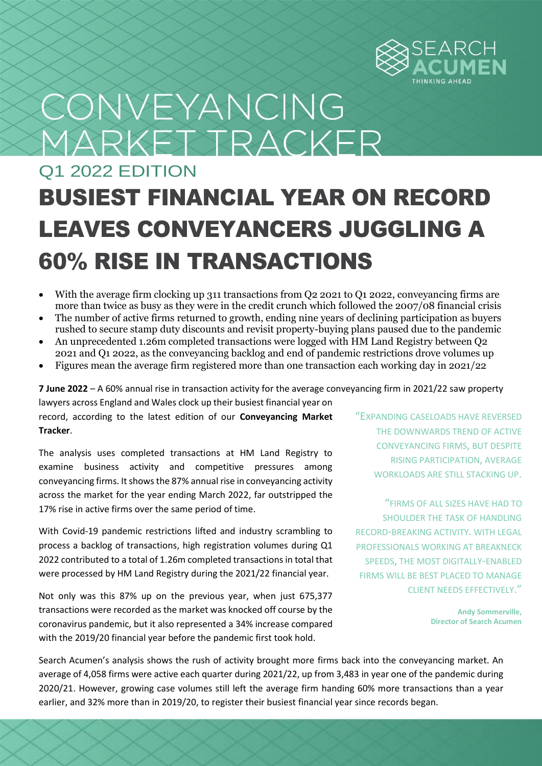SEARCH ACUMEN
THINKING AHEAD

# CONVEYANCING MARKET TRACKER

## Q1 2022 EDITION

# BUSIEST FINANCIAL YEAR ON RECORD LEAVES CONVEYANCERS JUGGLING A 60% RISE IN TRANSACTIONS

- With the average firm clocking up 311 transactions from Q2 2021 to Q1 2022, conveyancing firms are more than twice as busy as they were in the credit crunch which followed the 2007/08 financial crisis
- The number of active firms returned to growth, ending nine years of declining participation as buyers rushed to secure stamp duty discounts and revisit property-buying plans paused due to the pandemic
- An unprecedented 1.26m completed transactions were logged with HM Land Registry between Q2 2021 and Q1 2022, as the conveyancing backlog and end of pandemic restrictions drove volumes up
- Figures mean the average firm registered more than one transaction each working day in 2021/22

**7 June 2022** – A 60% annual rise in transaction activity for the average conveyancing firm in 2021/22 saw property lawyers across England and Wales clock up their busiest financial year on record, according to the latest edition of our **Conveyancing Market Tracker**.

The analysis uses completed transactions at HM Land Registry to examine business activity and competitive pressures among conveyancing firms. It shows the 87% annual rise in conveyancing activity across the market for the year ending March 2022, far outstripped the 17% rise in active firms over the same period of time.

With Covid-19 pandemic restrictions lifted and industry scrambling to process a backlog of transactions, high registration volumes during Q1 2022 contributed to a total of 1.26m completed transactions in total that were processed by HM Land Registry during the 2021/22 financial year.

Not only was this 87% up on the previous year, when just 675,377 transactions were recorded as the market was knocked off course by the coronavirus pandemic, but it also represented a 34% increase compared with the 2019/20 financial year before the pandemic first took hold.

"EXPANDING CASELOADS HAVE REVERSED THE DOWNWARDS TREND OF ACTIVE CONVEYANCING FIRMS, BUT DESPITE RISING PARTICIPATION, AVERAGE WORKLOADS ARE STILL STACKING UP.

"FIRMS OF ALL SIZES HAVE HAD TO SHOULDER THE TASK OF HANDLING RECORD-BREAKING ACTIVITY. WITH LEGAL PROFESSIONALS WORKING AT BREAKNECK SPEEDS, THE MOST DIGITALLY-ENABLED FIRMS WILL BE BEST PLACED TO MANAGE CLIENT NEEDS EFFECTIVELY."

**Andy Sommerville,**
**Director of Search Acumen**

Search Acumen's analysis shows the rush of activity brought more firms back into the conveyancing market. An average of 4,058 firms were active each quarter during 2021/22, up from 3,483 in year one of the pandemic during 2020/21. However, growing case volumes still left the average firm handing 60% more transactions than a year earlier, and 32% more than in 2019/20, to register their busiest financial year since records began.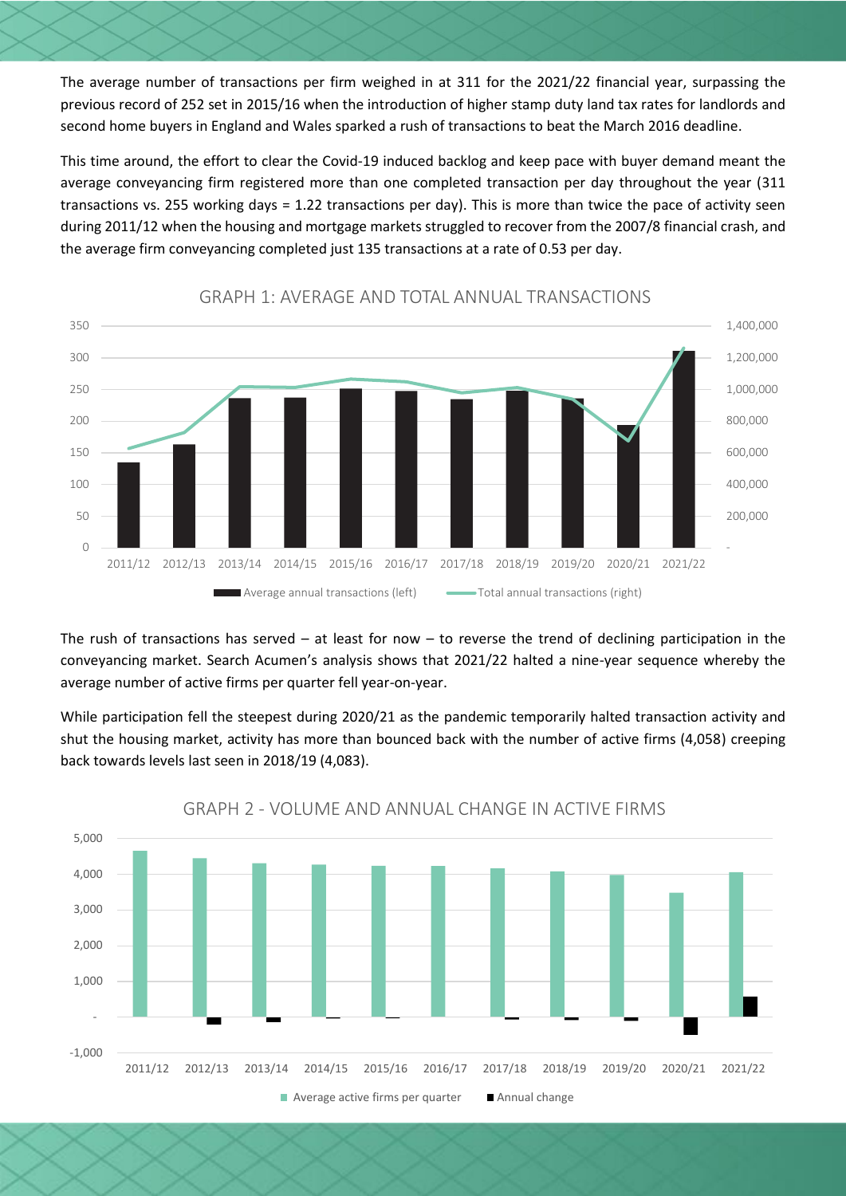The average number of transactions per firm weighed in at 311 for the 2021/22 financial year, surpassing the previous record of 252 set in 2015/16 when the introduction of higher stamp duty land tax rates for landlords and second home buyers in England and Wales sparked a rush of transactions to beat the March 2016 deadline.

This time around, the effort to clear the Covid-19 induced backlog and keep pace with buyer demand meant the average conveyancing firm registered more than one completed transaction per day throughout the year (311 transactions vs. 255 working days = 1.22 transactions per day). This is more than twice the pace of activity seen during 2011/12 when the housing and mortgage markets struggled to recover from the 2007/8 financial crash, and the average firm conveyancing completed just 135 transactions at a rate of 0.53 per day.

GRAPH 1: AVERAGE AND TOTAL ANNUAL TRANSACTIONS

The rush of transactions has served – at least for now – to reverse the trend of declining participation in the conveyancing market. Search Acumen's analysis shows that 2021/22 halted a nine-year sequence whereby the average number of active firms per quarter fell year-on-year.

While participation fell the steepest during 2020/21 as the pandemic temporarily halted transaction activity and shut the housing market, activity has more than bounced back with the number of active firms (4,058) creeping back towards levels last seen in 2018/19 (4,083).

GRAPH 2 - VOLUME AND ANNUAL CHANGE IN ACTIVE FIRMS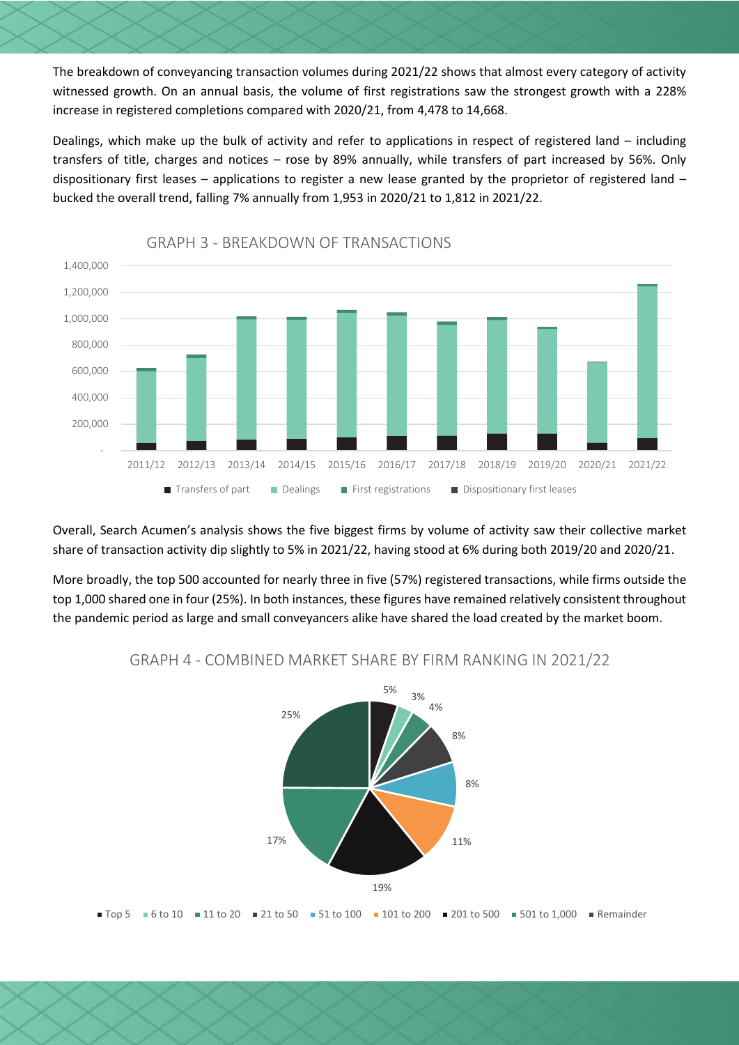The breakdown of conveyancing transaction volumes during 2021/22 shows that almost every category of activity witnessed growth. On an annual basis, the volume of first registrations saw the strongest growth with a 228% increase in registered completions compared with 2020/21, from 4,478 to 14,668.

Dealings, which make up the bulk of activity and refer to applications in respect of registered land – including transfers of title, charges and notices – rose by 89% annually, while transfers of part increased by 56%. Only dispositionary first leases – applications to register a new lease granted by the proprietor of registered land – bucked the overall trend, falling 7% annually from 1,953 in 2020/21 to 1,812 in 2021/22.

GRAPH 3 - BREAKDOWN OF TRANSACTIONS

Overall, Search Acumen's analysis shows the five biggest firms by volume of activity saw their collective market share of transaction activity dip slightly to 5% in 2021/22, having stood at 6% during both 2019/20 and 2020/21.

More broadly, the top 500 accounted for nearly three in five (57%) registered transactions, while firms outside the top 1,000 shared one in four (25%). In both instances, these figures have remained relatively consistent throughout the pandemic period as large and small conveyancers alike have shared the load created by the market boom.

GRAPH 4 - COMBINED MARKET SHARE BY FIRM RANKING IN 2021/22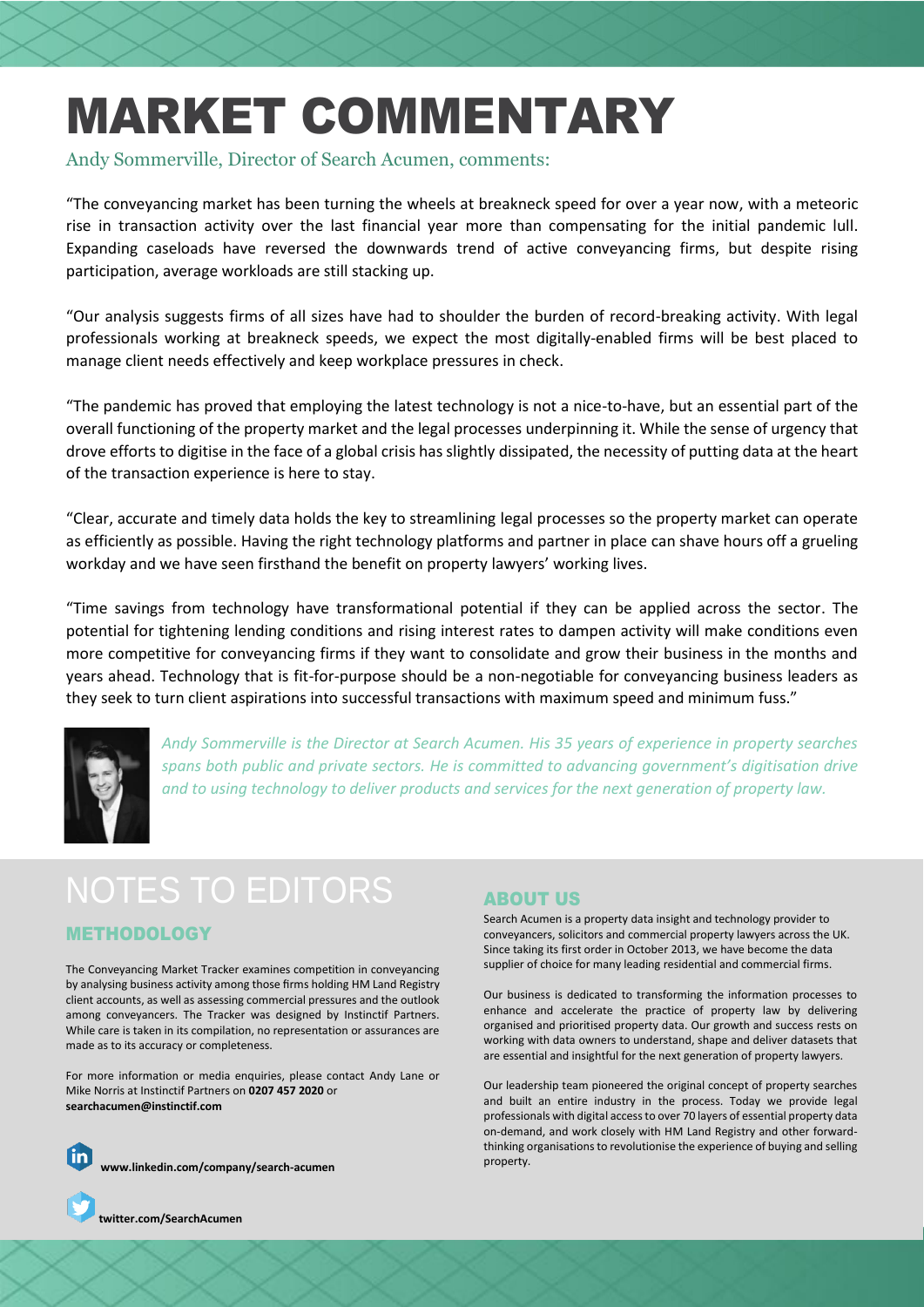# MARKET COMMENTARY

Andy Sommerville, Director of Search Acumen, comments:

"The conveyancing market has been turning the wheels at breakneck speed for over a year now, with a meteoric rise in transaction activity over the last financial year more than compensating for the initial pandemic lull. Expanding caseloads have reversed the downwards trend of active conveyancing firms, but despite rising participation, average workloads are still stacking up.

"Our analysis suggests firms of all sizes have had to shoulder the burden of record-breaking activity. With legal professionals working at breakneck speeds, we expect the most digitally-enabled firms will be best placed to manage client needs effectively and keep workplace pressures in check.

"The pandemic has proved that employing the latest technology is not a nice-to-have, but an essential part of the overall functioning of the property market and the legal processes underpinning it. While the sense of urgency that drove efforts to digitise in the face of a global crisis has slightly dissipated, the necessity of putting data at the heart of the transaction experience is here to stay.

"Clear, accurate and timely data holds the key to streamlining legal processes so the property market can operate as efficiently as possible. Having the right technology platforms and partner in place can shave hours off a grueling workday and we have seen firsthand the benefit on property lawyers' working lives.

"Time savings from technology have transformational potential if they can be applied across the sector. The potential for tightening lending conditions and rising interest rates to dampen activity will make conditions even more competitive for conveyancing firms if they want to consolidate and grow their business in the months and years ahead. Technology that is fit-for-purpose should be a non-negotiable for conveyancing business leaders as they seek to turn client aspirations into successful transactions with maximum speed and minimum fuss."

*Andy Sommerville is the Director at Search Acumen. His 35 years of experience in property searches spans both public and private sectors. He is committed to advancing government's digitisation drive and to using technology to deliver products and services for the next generation of property law.*

# NOTES TO EDITORS

## METHODOLOGY

The Conveyancing Market Tracker examines competition in conveyancing by analysing business activity among those firms holding HM Land Registry client accounts, as well as assessing commercial pressures and the outlook among conveyancers. The Tracker was designed by Instinctif Partners. While care is taken in its compilation, no representation or assurances are made as to its accuracy or completeness.

For more information or media enquiries, please contact Andy Lane or Mike Norris at Instinctif Partners on **0207 457 2020** or **searchacumen@instinctif.com**

**www.linkedin.com/company/search-acumen**

**twitter.com/SearchAcumen**

## ABOUT US

Search Acumen is a property data insight and technology provider to conveyancers, solicitors and commercial property lawyers across the UK. Since taking its first order in October 2013, we have become the data supplier of choice for many leading residential and commercial firms.

Our business is dedicated to transforming the information processes to enhance and accelerate the practice of property law by delivering organised and prioritised property data. Our growth and success rests on working with data owners to understand, shape and deliver datasets that are essential and insightful for the next generation of property lawyers.

Our leadership team pioneered the original concept of property searches and built an entire industry in the process. Today we provide legal professionals with digital access to over 70 layers of essential property data on-demand, and work closely with HM Land Registry and other forward-thinking organisations to revolutionise the experience of buying and selling property.